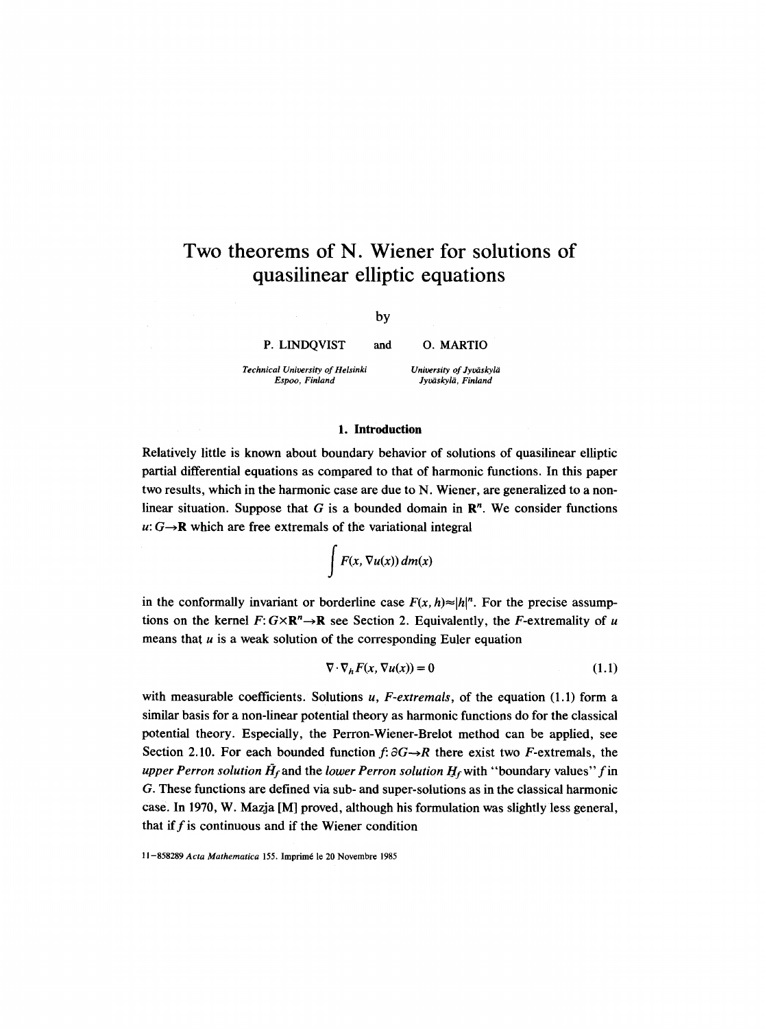# Two theorems of N. Wiener for solutions of quasilinear elliptic equations

by

P. LINDQVIST and O. MARTIO

*Technical University of Helsinki*
*Espoo, Finland*

*University of Jyväskylä*
*Jyväskylä, Finland*

## 1. Introduction

Relatively little is known about boundary behavior of solutions of quasilinear elliptic partial differential equations as compared to that of harmonic functions. In this paper two results, which in the harmonic case are due to N. Wiener, are generalized to a non-linear situation. Suppose that $G$ is a bounded domain in $\mathbf{R}^n$. We consider functions $u: G \to \mathbf{R}$ which are free extremals of the variational integral

$$\int F(x, \nabla u(x))\, dm(x)$$

in the conformally invariant or borderline case $F(x, h) \approx |h|^n$. For the precise assumptions on the kernel $F: G \times \mathbf{R}^n \to \mathbf{R}$ see Section 2. Equivalently, the $F$-extremality of $u$ means that $u$ is a weak solution of the corresponding Euler equation

$$\nabla \cdot \nabla_h F(x, \nabla u(x)) = 0 \tag{1.1}$$

with measurable coefficients. Solutions $u$, *$F$-extremals*, of the equation (1.1) form a similar basis for a non-linear potential theory as harmonic functions do for the classical potential theory. Especially, the Perron-Wiener-Brelot method can be applied, see Section 2.10. For each bounded function $f: \partial G \to R$ there exist two $F$-extremals, the *upper Perron solution* $\bar{H}_f$ and the *lower Perron solution* $\underline{H}_f$ with "boundary values" $f$ in $G$. These functions are defined via sub- and super-solutions as in the classical harmonic case. In 1970, W. Mazja [M] proved, although his formulation was slightly less general, that if $f$ is continuous and if the Wiener condition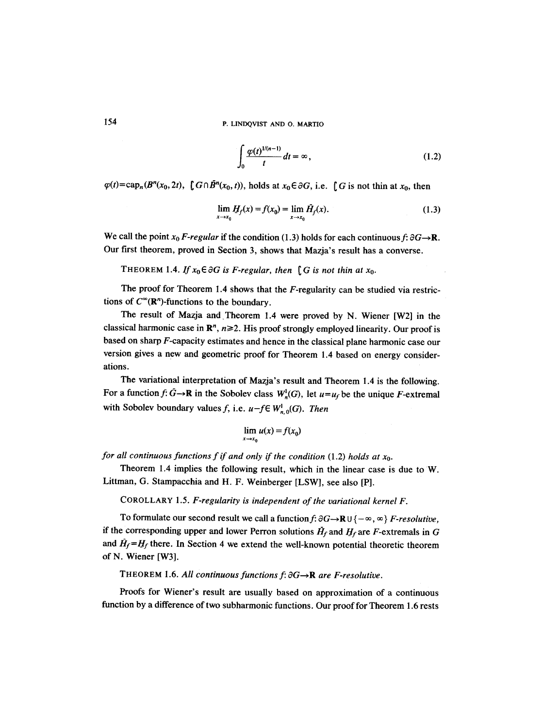$$\int_0 \frac{\varphi(t)^{1/(n-1)}}{t}\, dt = \infty, \tag{1.2}$$

$\varphi(t)=\mathrm{cap}_n(B^n(x_0, 2t),\ \complement G \cap \bar{B}^n(x_0, t))$, holds at $x_0 \in \partial G$, i.e. $\complement G$ is not thin at $x_0$, then

$$\lim_{x \to x_0} \underline{H}_f(x) = f(x_0) = \lim_{x \to x_0} \bar{H}_f(x). \tag{1.3}$$

We call the point $x_0$ *F-regular* if the condition (1.3) holds for each continuous $f\colon \partial G \to \mathbf{R}$. Our first theorem, proved in Section 3, shows that Mazja's result has a converse.

THEOREM 1.4. *If $x_0 \in \partial G$ is F-regular, then $\complement G$ is not thin at $x_0$.*

The proof for Theorem 1.4 shows that the $F$-regularity can be studied via restrictions of $C^\infty(\mathbf{R}^n)$-functions to the boundary.

The result of Mazja and Theorem 1.4 were proved by N. Wiener [W2] in the classical harmonic case in $\mathbf{R}^n$, $n \geq 2$. His proof strongly employed linearity. Our proof is based on sharp $F$-capacity estimates and hence in the classical plane harmonic case our version gives a new and geometric proof for Theorem 1.4 based on energy considerations.

The variational interpretation of Mazja's result and Theorem 1.4 is the following. For a function $f\colon \bar{G} \to \mathbf{R}$ in the Sobolev class $W_n^1(G)$, let $u = u_f$ be the unique $F$-extremal with Sobolev boundary values $f$, i.e. $u - f \in \overset{\circ}{W}{}^1_{n,0}(G)$. *Then*

$$\lim_{x \to x_0} u(x) = f(x_0)$$

*for all continuous functions $f$ if and only if the condition (1.2) holds at $x_0$.*

Theorem 1.4 implies the following result, which in the linear case is due to W. Littman, G. Stampacchia and H. F. Weinberger [LSW], see also [P].

COROLLARY 1.5. *F-regularity is independent of the variational kernel F.*

To formulate our second result we call a function $f\colon \partial G \to \mathbf{R} \cup \{-\infty, \infty\}$ *F-resolutive*, if the corresponding upper and lower Perron solutions $\bar{H}_f$ and $\underline{H}_f$ are $F$-extremals in $G$ and $\bar{H}_f = \underline{H}_f$ there. In Section 4 we extend the well-known potential theoretic theorem of N. Wiener [W3].

THEOREM 1.6. *All continuous functions $f\colon \partial G \to \mathbf{R}$ are F-resolutive.*

Proofs for Wiener's result are usually based on approximation of a continuous function by a difference of two subharmonic functions. Our proof for Theorem 1.6 rests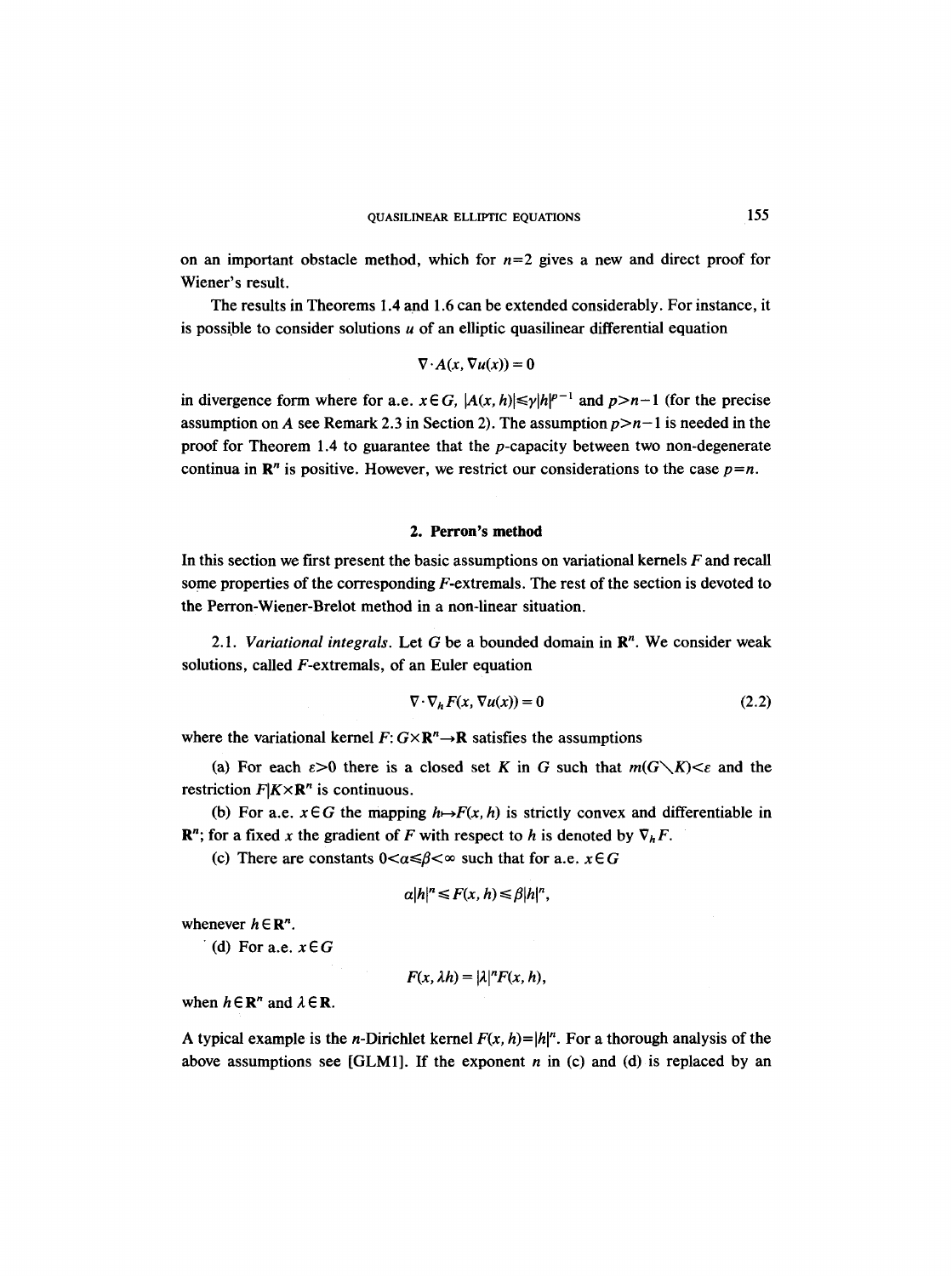on an important obstacle method, which for $n=2$ gives a new and direct proof for Wiener's result.

The results in Theorems 1.4 and 1.6 can be extended considerably. For instance, it is possible to consider solutions $u$ of an elliptic quasilinear differential equation

$$\nabla \cdot A(x, \nabla u(x)) = 0$$

in divergence form where for a.e. $x \in G$, $|A(x,h)| \leq \gamma |h|^{p-1}$ and $p > n-1$ (for the precise assumption on $A$ see Remark 2.3 in Section 2). The assumption $p > n-1$ is needed in the proof for Theorem 1.4 to guarantee that the $p$-capacity between two non-degenerate continua in $\mathbf{R}^n$ is positive. However, we restrict our considerations to the case $p=n$.

## 2. Perron's method

In this section we first present the basic assumptions on variational kernels $F$ and recall some properties of the corresponding $F$-extremals. The rest of the section is devoted to the Perron-Wiener-Brelot method in a non-linear situation.

2.1. *Variational integrals.* Let $G$ be a bounded domain in $\mathbf{R}^n$. We consider weak solutions, called $F$-extremals, of an Euler equation

$$\nabla \cdot \nabla_h F(x, \nabla u(x)) = 0 \tag{2.2}$$

where the variational kernel $F\colon G \times \mathbf{R}^n \to \mathbf{R}$ satisfies the assumptions

(a) For each $\varepsilon > 0$ there is a closed set $K$ in $G$ such that $m(G \setminus K) < \varepsilon$ and the restriction $F | K \times \mathbf{R}^n$ is continuous.

(b) For a.e. $x \in G$ the mapping $h \mapsto F(x,h)$ is strictly convex and differentiable in $\mathbf{R}^n$; for a fixed $x$ the gradient of $F$ with respect to $h$ is denoted by $\nabla_h F$.

(c) There are constants $0 < \alpha \leq \beta < \infty$ such that for a.e. $x \in G$

$$\alpha |h|^n \leq F(x,h) \leq \beta |h|^n,$$

whenever $h \in \mathbf{R}^n$.

(d) For a.e. $x \in G$

$$F(x, \lambda h) = |\lambda|^n F(x,h),$$

when $h \in \mathbf{R}^n$ and $\lambda \in \mathbf{R}$.

A typical example is the $n$-Dirichlet kernel $F(x,h) = |h|^n$. For a thorough analysis of the above assumptions see [GLM1]. If the exponent $n$ in (c) and (d) is replaced by an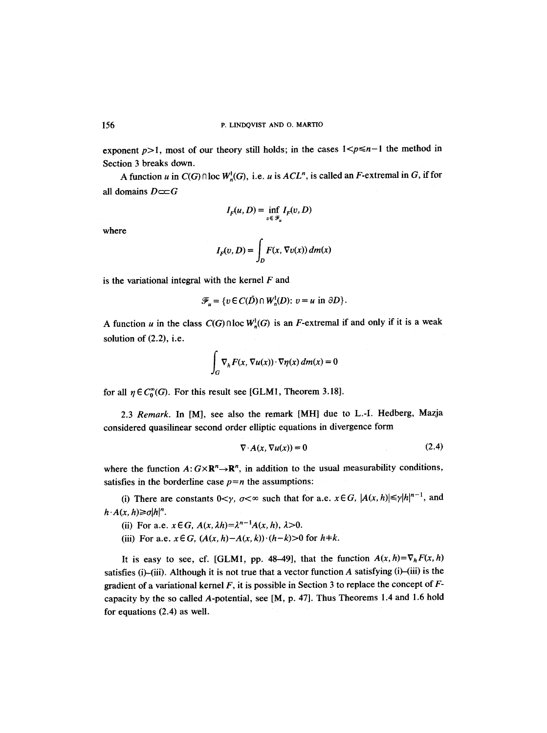exponent $p>1$, most of our theory still holds; in the cases $1<p\leq n-1$ the method in Section 3 breaks down.

A function $u$ in $C(G)\cap \text{loc } W_n^1(G)$, i.e. $u$ is $ACL^n$, is called an $F$-extremal in $G$, if for all domains $D\subset\subset G$

$$I_F(u,D)=\inf_{v\in \mathcal{F}_u} I_F(v,D)$$

where

$$I_F(v,D)=\int_D F(x,\nabla v(x))\,dm(x)$$

is the variational integral with the kernel $F$ and

$$\mathcal{F}_u=\{v\in C(\bar{D})\cap W_n^1(D)\colon v=u \text{ in } \partial D\}.$$

A function $u$ in the class $C(G)\cap \text{loc } W_n^1(G)$ is an $F$-extremal if and only if it is a weak solution of (2.2), i.e.

$$\int_G \nabla_h F(x,\nabla u(x))\cdot \nabla \eta(x)\,dm(x)=0$$

for all $\eta\in C_0^\infty(G)$. For this result see [GLM1, Theorem 3.18].

2.3 *Remark.* In [M], see also the remark [MH] due to L.-I. Hedberg, Mazja considered quasilinear second order elliptic equations in divergence form

$$\nabla\cdot A(x,\nabla u(x))=0 \tag{2.4}$$

where the function $A\colon G\times \mathbf{R}^n\to\mathbf{R}^n$, in addition to the usual measurability conditions, satisfies in the borderline case $p=n$ the assumptions:

(i) There are constants $0<\gamma$, $\sigma<\infty$ such that for a.e. $x\in G$, $|A(x,h)|\leq \gamma |h|^{n-1}$, and $h\cdot A(x,h)\geq \sigma |h|^n$.

(ii) For a.e. $x\in G$, $A(x,\lambda h)=\lambda^{n-1}A(x,h)$, $\lambda>0$.

(iii) For a.e. $x\in G$, $(A(x,h)-A(x,k))\cdot(h-k)>0$ for $h\neq k$.

It is easy to see, cf. [GLM1, pp. 48–49], that the function $A(x,h)=\nabla_h F(x,h)$ satisfies (i)–(iii). Although it is not true that a vector function $A$ satisfying (i)–(iii) is the gradient of a variational kernel $F$, it is possible in Section 3 to replace the concept of $F$-capacity by the so called $A$-potential, see [M, p. 47]. Thus Theorems 1.4 and 1.6 hold for equations (2.4) as well.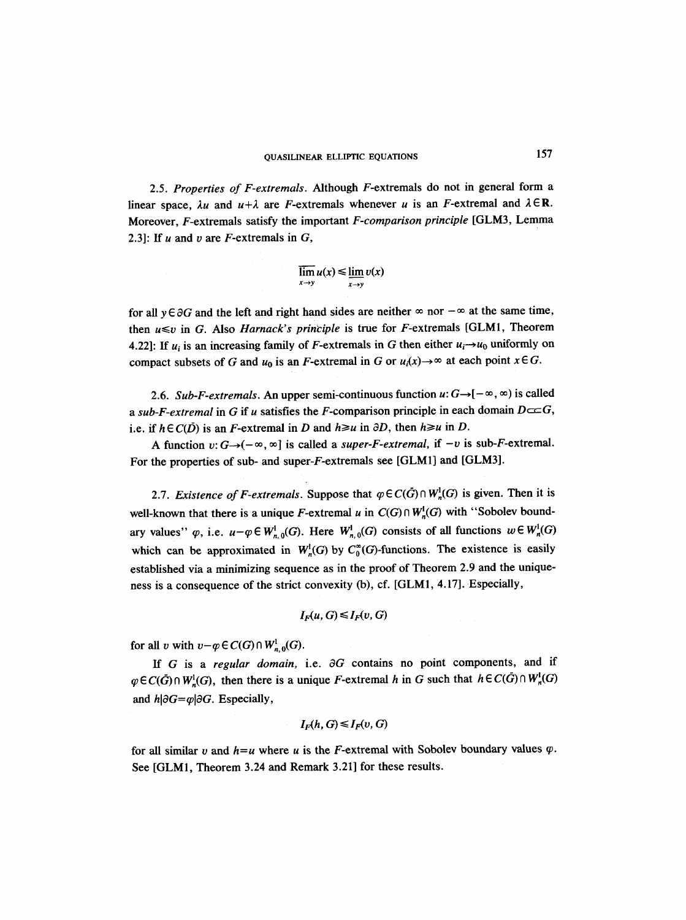2.5. *Properties of F-extremals.* Although $F$-extremals do not in general form a linear space, $\lambda u$ and $u+\lambda$ are $F$-extremals whenever $u$ is an $F$-extremal and $\lambda \in \mathbf{R}$. Moreover, $F$-extremals satisfy the important *F-comparison principle* [GLM3, Lemma 2.3]: If $u$ and $v$ are $F$-extremals in $G$,

$$\overline{\lim_{x\to y}}\, u(x) \leq \underline{\lim_{x\to y}}\, v(x)$$

for all $y \in \partial G$ and the left and right hand sides are neither $\infty$ nor $-\infty$ at the same time, then $u \leq v$ in $G$. Also *Harnack's principle* is true for $F$-extremals [GLM1, Theorem 4.22]: If $u_i$ is an increasing family of $F$-extremals in $G$ then either $u_i \to u_0$ uniformly on compact subsets of $G$ and $u_0$ is an $F$-extremal in $G$ or $u_i(x) \to \infty$ at each point $x \in G$.

2.6. *Sub-F-extremals.* An upper semi-continuous function $u: G \to [-\infty, \infty)$ is called a *sub-F-extremal* in $G$ if $u$ satisfies the $F$-comparison principle in each domain $D \subset\subset G$, i.e. if $h \in C(\bar{D})$ is an $F$-extremal in $D$ and $h \geq u$ in $\partial D$, then $h \geq u$ in $D$.

A function $v: G \to (-\infty, \infty]$ is called a *super-F-extremal*, if $-v$ is sub-$F$-extremal. For the properties of sub- and super-$F$-extremals see [GLM1] and [GLM3].

2.7. *Existence of F-extremals.* Suppose that $\varphi \in C(\bar{G}) \cap W_n^1(G)$ is given. Then it is well-known that there is a unique $F$-extremal $u$ in $C(G) \cap W_n^1(G)$ with "Sobolev boundary values" $\varphi$, i.e. $u - \varphi \in W_{n,0}^1(G)$. Here $W_{n,0}^1(G)$ consists of all functions $w \in W_n^1(G)$ which can be approximated in $W_n^1(G)$ by $C_0^\infty(G)$-functions. The existence is easily established via a minimizing sequence as in the proof of Theorem 2.9 and the uniqueness is a consequence of the strict convexity (b), cf. [GLM1, 4.17]. Especially,

$$I_F(u, G) \leq I_F(v, G)$$

for all $v$ with $v - \varphi \in C(G) \cap W_{n,0}^1(G)$.

If $G$ is a *regular domain,* i.e. $\partial G$ contains no point components, and if $\varphi \in C(\bar{G}) \cap W_n^1(G)$, then there is a unique $F$-extremal $h$ in $G$ such that $h \in C(\bar{G}) \cap W_n^1(G)$ and $h|\partial G = \varphi|\partial G$. Especially,

$$I_F(h, G) \leq I_F(v, G)$$

for all similar $v$ and $h = u$ where $u$ is the $F$-extremal with Sobolev boundary values $\varphi$. See [GLM1, Theorem 3.24 and Remark 3.21] for these results.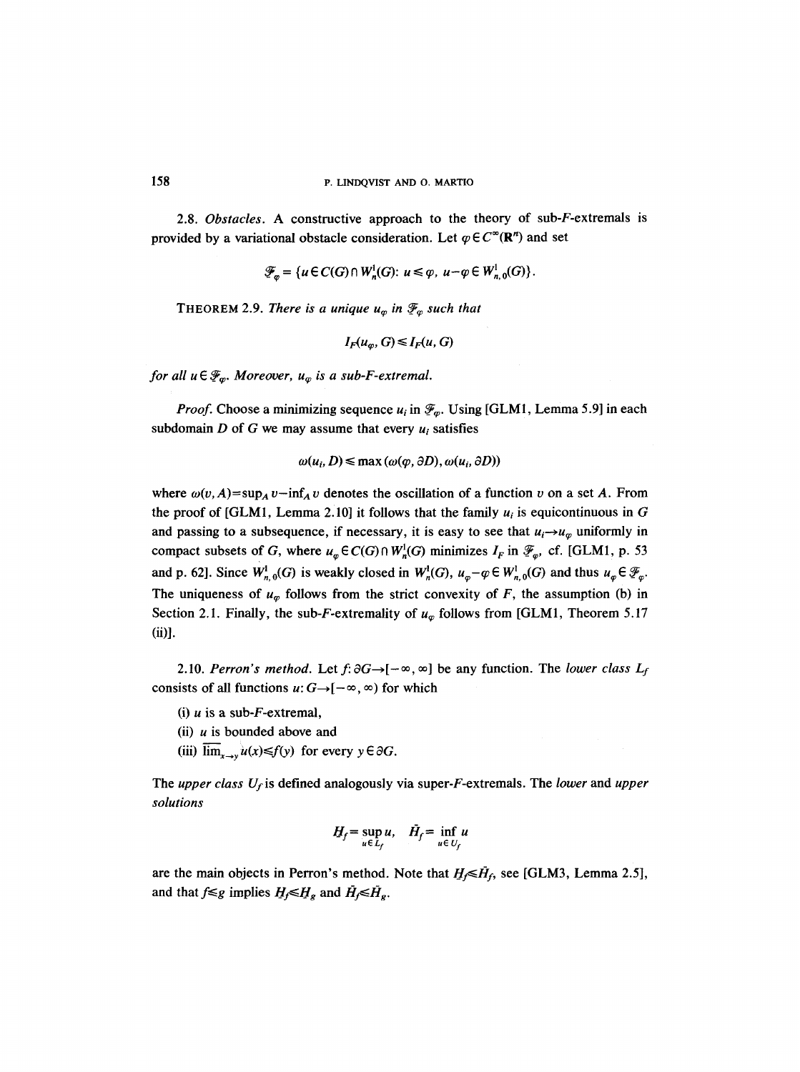2.8. *Obstacles.* A constructive approach to the theory of sub-$F$-extremals is provided by a variational obstacle consideration. Let $\varphi \in C^\infty(\mathbf{R}^n)$ and set

$$\mathcal{F}_\varphi = \{u \in C(G) \cap W_n^1(G) \colon u \leq \varphi,\ u - \varphi \in W_{n,0}^1(G)\}.$$

THEOREM 2.9. *There is a unique $u_\varphi$ in $\mathcal{F}_\varphi$ such that*

$$I_F(u_\varphi, G) \leq I_F(u, G)$$

*for all $u \in \mathcal{F}_\varphi$. Moreover, $u_\varphi$ is a sub-$F$-extremal.*

*Proof.* Choose a minimizing sequence $u_i$ in $\mathcal{F}_\varphi$. Using [GLM1, Lemma 5.9] in each subdomain $D$ of $G$ we may assume that every $u_i$ satisfies

$$\omega(u_i, D) \leq \max(\omega(\varphi, \partial D), \omega(u_i, \partial D))$$

where $\omega(v, A) = \sup_A v - \inf_A v$ denotes the oscillation of a function $v$ on a set $A$. From the proof of [GLM1, Lemma 2.10] it follows that the family $u_i$ is equicontinuous in $G$ and passing to a subsequence, if necessary, it is easy to see that $u_i \to u_\varphi$ uniformly in compact subsets of $G$, where $u_\varphi \in C(G) \cap W_n^1(G)$ minimizes $I_F$ in $\mathcal{F}_\varphi$, cf. [GLM1, p. 53 and p. 62]. Since $W_{n,0}^1(G)$ is weakly closed in $W_n^1(G)$, $u_\varphi - \varphi \in W_{n,0}^1(G)$ and thus $u_\varphi \in \mathcal{F}_\varphi$. The uniqueness of $u_\varphi$ follows from the strict convexity of $F$, the assumption (b) in Section 2.1. Finally, the sub-$F$-extremality of $u_\varphi$ follows from [GLM1, Theorem 5.17 (ii)].

2.10. *Perron's method.* Let $f \colon \partial G \to [-\infty, \infty]$ be any function. The *lower class* $L_f$ consists of all functions $u \colon G \to [-\infty, \infty)$ for which

(i) $u$ is a sub-$F$-extremal,

(ii) $u$ is bounded above and

(iii) $\overline{\lim}_{x \to y} u(x) \leq f(y)$ for every $y \in \partial G$.

The *upper class* $U_f$ is defined analogously via super-$F$-extremals. The *lower* and *upper solutions*

$$\underline{H}_f = \sup_{u \in L_f} u, \quad \bar{H}_f = \inf_{u \in U_f} u$$

are the main objects in Perron's method. Note that $\underline{H}_f \leq \bar{H}_f$, see [GLM3, Lemma 2.5], and that $f \leq g$ implies $\underline{H}_f \leq \underline{H}_g$ and $\bar{H}_f \leq \bar{H}_g$.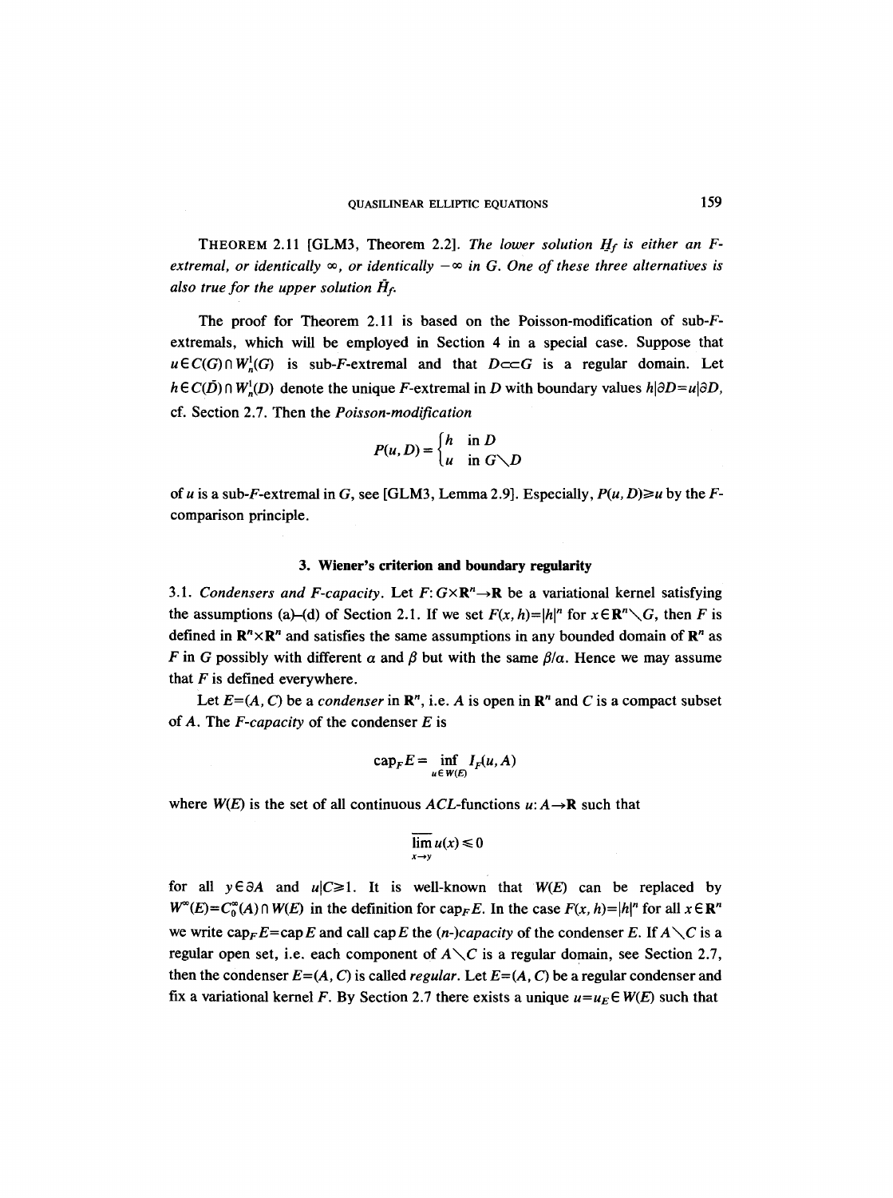THEOREM 2.11 [GLM3, Theorem 2.2]. *The lower solution $\underline{H}_f$ is either an $F$-extremal, or identically $\infty$, or identically $-\infty$ in $G$. One of these three alternatives is also true for the upper solution $\bar{H}_f$.*

The proof for Theorem 2.11 is based on the Poisson-modification of sub-$F$-extremals, which will be employed in Section 4 in a special case. Suppose that $u \in C(G) \cap W_n^1(G)$ is sub-$F$-extremal and that $D \subset\subset G$ is a regular domain. Let $h \in C(\bar{D}) \cap W_n^1(D)$ denote the unique $F$-extremal in $D$ with boundary values $h|\partial D = u|\partial D$, cf. Section 2.7. Then the *Poisson-modification*

$$P(u, D) = \begin{cases} h & \text{in } D \\ u & \text{in } G \setminus D \end{cases}$$

of $u$ is a sub-$F$-extremal in $G$, see [GLM3, Lemma 2.9]. Especially, $P(u, D) \geq u$ by the $F$-comparison principle.

## 3. Wiener's criterion and boundary regularity

3.1. *Condensers and $F$-capacity.* Let $F: G \times \mathbf{R}^n \to \mathbf{R}$ be a variational kernel satisfying the assumptions (a)–(d) of Section 2.1. If we set $F(x, h) = |h|^n$ for $x \in \mathbf{R}^n \setminus G$, then $F$ is defined in $\mathbf{R}^n \times \mathbf{R}^n$ and satisfies the same assumptions in any bounded domain of $\mathbf{R}^n$ as $F$ in $G$ possibly with different $\alpha$ and $\beta$ but with the same $\beta/\alpha$. Hence we may assume that $F$ is defined everywhere.

Let $E = (A, C)$ be a *condenser* in $\mathbf{R}^n$, i.e. $A$ is open in $\mathbf{R}^n$ and $C$ is a compact subset of $A$. The *$F$-capacity* of the condenser $E$ is

$$\operatorname{cap}_F E = \inf_{u \in W(E)} I_F(u, A)$$

where $W(E)$ is the set of all continuous $ACL$-functions $u: A \to \mathbf{R}$ such that

$$\overline{\lim_{x \to y}}\, u(x) \leq 0$$

for all $y \in \partial A$ and $u|C \geq 1$. It is well-known that $W(E)$ can be replaced by $W^\infty(E) = C_0^\infty(A) \cap W(E)$ in the definition for $\operatorname{cap}_F E$. In the case $F(x, h) = |h|^n$ for all $x \in \mathbf{R}^n$ we write $\operatorname{cap}_F E = \operatorname{cap} E$ and call $\operatorname{cap} E$ the *($n$-)capacity* of the condenser $E$. If $A \setminus C$ is a regular open set, i.e. each component of $A \setminus C$ is a regular domain, see Section 2.7, then the condenser $E = (A, C)$ is called *regular*. Let $E = (A, C)$ be a regular condenser and fix a variational kernel $F$. By Section 2.7 there exists a unique $u = u_E \in W(E)$ such that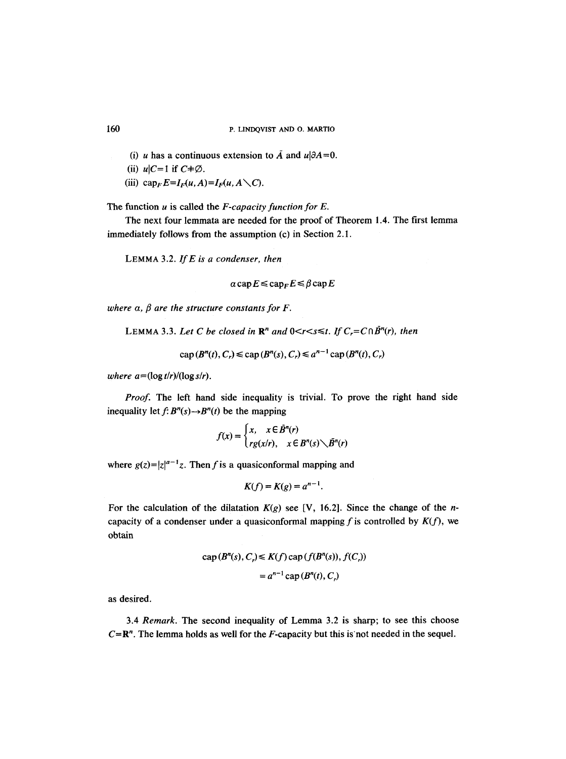(i) $u$ has a continuous extension to $\bar{A}$ and $u|\partial A = 0$.

(ii) $u|C = 1$ if $C \neq \emptyset$.

(iii) $\operatorname{cap}_F E = I_F(u, A) = I_F(u, A \setminus C)$.

The function $u$ is called the *F-capacity function for E*.

The next four lemmata are needed for the proof of Theorem 1.4. The first lemma immediately follows from the assumption (c) in Section 2.1.

LEMMA 3.2. *If E is a condenser, then*

$$\alpha \operatorname{cap} E \leq \operatorname{cap}_F E \leq \beta \operatorname{cap} E$$

*where $\alpha$, $\beta$ are the structure constants for F.*

LEMMA 3.3. *Let C be closed in $\mathbf{R}^n$ and $0 < r < s \leq t$. If $C_r = C \cap \bar{B}^n(r)$, then*

$$\operatorname{cap}(B^n(t), C_r) \leq \operatorname{cap}(B^n(s), C_r) \leq a^{n-1} \operatorname{cap}(B^n(t), C_r)$$

*where $a = (\log t/r)/(\log s/r)$.*

*Proof.* The left hand side inequality is trivial. To prove the right hand side inequality let $f\colon B^n(s) \to B^n(t)$ be the mapping

$$f(x) = \begin{cases} x, & x \in \bar{B}^n(r) \\ rg(x/r), & x \in B^n(s) \setminus \bar{B}^n(r) \end{cases}$$

where $g(z) = |z|^{a-1} z$. Then $f$ is a quasiconformal mapping and

$$K(f) = K(g) = a^{n-1}.$$

For the calculation of the dilatation $K(g)$ see [V, 16.2]. Since the change of the $n$-capacity of a condenser under a quasiconformal mapping $f$ is controlled by $K(f)$, we obtain

$$\begin{aligned} \operatorname{cap}(B^n(s), C_r) &\leq K(f) \operatorname{cap}(f(B^n(s)), f(C_r)) \\ &= a^{n-1} \operatorname{cap}(B^n(t), C_r) \end{aligned}$$

as desired.

3.4 *Remark.* The second inequality of Lemma 3.2 is sharp; to see this choose $C = \mathbf{R}^n$. The lemma holds as well for the $F$-capacity but this is not needed in the sequel.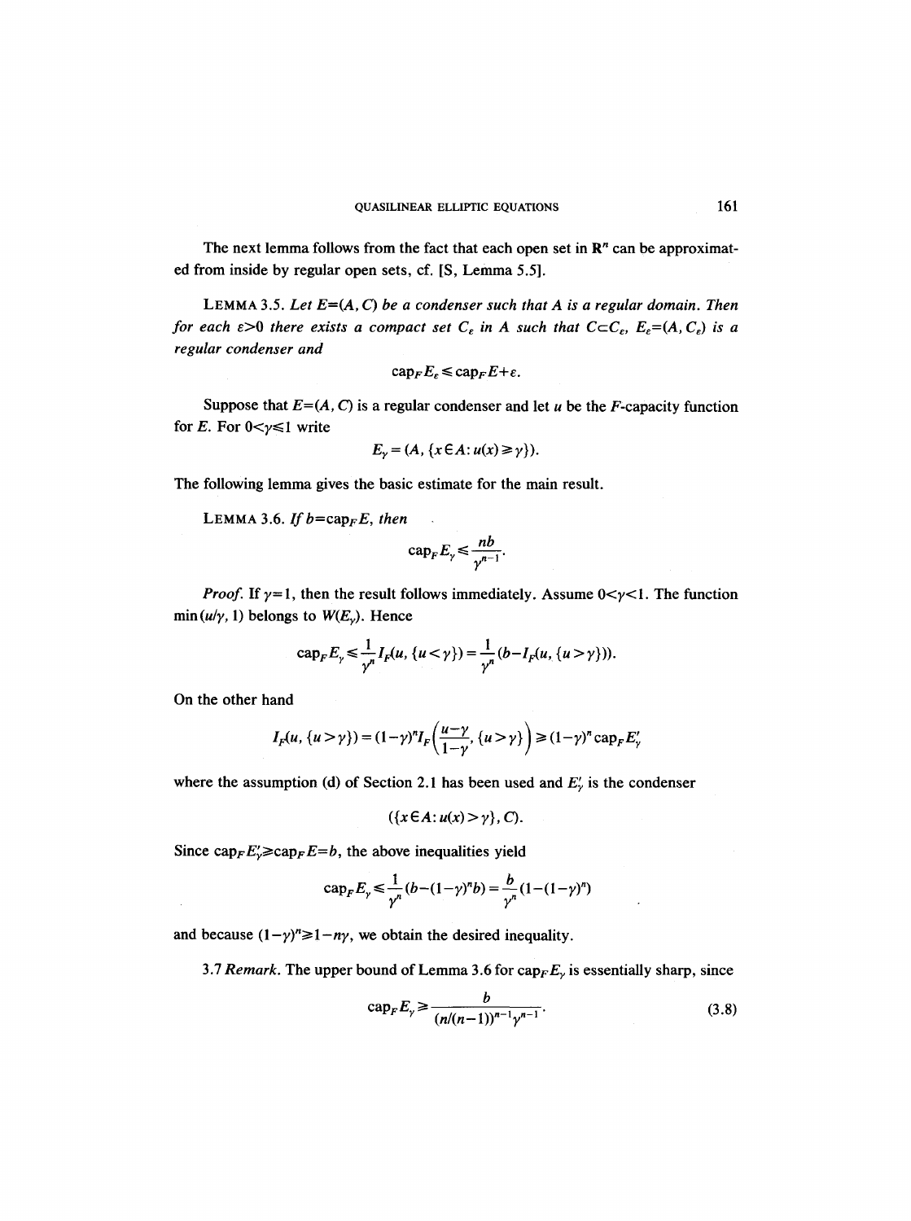The next lemma follows from the fact that each open set in $\mathbf{R}^n$ can be approximated from inside by regular open sets, cf. [S, Lemma 5.5].

LEMMA 3.5. *Let $E=(A, C)$ be a condenser such that $A$ is a regular domain. Then for each $\varepsilon>0$ there exists a compact set $C_\varepsilon$ in $A$ such that $C\subset C_\varepsilon$, $E_\varepsilon=(A, C_\varepsilon)$ is a regular condenser and*

$$\operatorname{cap}_F E_\varepsilon \leq \operatorname{cap}_F E+\varepsilon.$$

Suppose that $E=(A, C)$ is a regular condenser and let $u$ be the $F$-capacity function for $E$. For $0<\gamma\leq 1$ write

$$E_\gamma=(A, \{x\in A: u(x)\geq \gamma\}).$$

The following lemma gives the basic estimate for the main result.

LEMMA 3.6. *If $b=\operatorname{cap}_F E$, then*

$$\operatorname{cap}_F E_\gamma \leq \frac{nb}{\gamma^{n-1}}.$$

*Proof.* If $\gamma=1$, then the result follows immediately. Assume $0<\gamma<1$. The function $\min(u/\gamma, 1)$ belongs to $W(E_\gamma)$. Hence

$$\operatorname{cap}_F E_\gamma \leq \frac{1}{\gamma^n} I_F(u, \{u<\gamma\}) = \frac{1}{\gamma^n}(b-I_F(u, \{u>\gamma\})).$$

On the other hand

$$I_F(u, \{u>\gamma\}) = (1-\gamma)^n I_F\left(\frac{u-\gamma}{1-\gamma}, \{u>\gamma\}\right) \geq (1-\gamma)^n \operatorname{cap}_F E_\gamma'$$

where the assumption (d) of Section 2.1 has been used and $E_\gamma'$ is the condenser

$$(\{x\in A: u(x)>\gamma\}, C).$$

Since $\operatorname{cap}_F E_\gamma' \geq \operatorname{cap}_F E=b$, the above inequalities yield

$$\operatorname{cap}_F E_\gamma \leq \frac{1}{\gamma^n}(b-(1-\gamma)^n b) = \frac{b}{\gamma^n}(1-(1-\gamma)^n)$$

and because $(1-\gamma)^n \geq 1-n\gamma$, we obtain the desired inequality.

3.7 *Remark.* The upper bound of Lemma 3.6 for $\operatorname{cap}_F E_\gamma$ is essentially sharp, since

$$\operatorname{cap}_F E_\gamma \geq \frac{b}{(n/(n-1))^{n-1}\gamma^{n-1}}. \tag{3.8}$$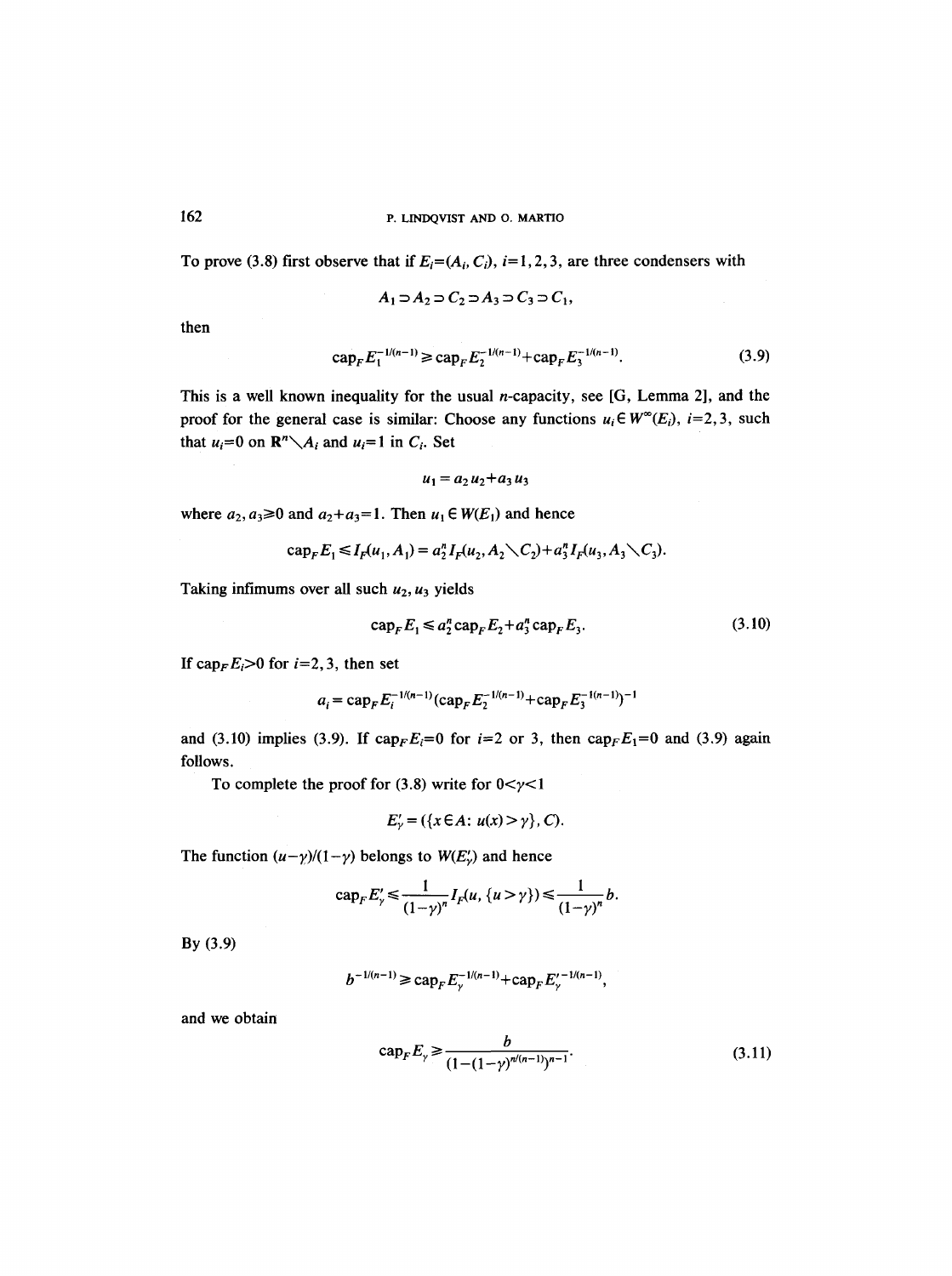To prove (3.8) first observe that if $E_i=(A_i, C_i)$, $i=1,2,3$, are three condensers with

$$A_1 \supset A_2 \supset C_2 \supset A_3 \supset C_3 \supset C_1,$$

then

$$\operatorname{cap}_F E_1^{-1/(n-1)} \geqq \operatorname{cap}_F E_2^{-1/(n-1)} + \operatorname{cap}_F E_3^{-1/(n-1)}. \tag{3.9}$$

This is a well known inequality for the usual $n$-capacity, see [G, Lemma 2], and the proof for the general case is similar: Choose any functions $u_i \in W^\infty(E_i)$, $i=2,3$, such that $u_i=0$ on $\mathbf{R}^n \setminus A_i$ and $u_i=1$ in $C_i$. Set

$$u_1 = a_2 u_2 + a_3 u_3$$

where $a_2, a_3 \geqq 0$ and $a_2+a_3=1$. Then $u_1 \in W(E_1)$ and hence

$$\operatorname{cap}_F E_1 \leqq I_F(u_1, A_1) = a_2^n I_F(u_2, A_2 \setminus C_2) + a_3^n I_F(u_3, A_3 \setminus C_3).$$

Taking infimums over all such $u_2, u_3$ yields

$$\operatorname{cap}_F E_1 \leqq a_2^n \operatorname{cap}_F E_2 + a_3^n \operatorname{cap}_F E_3. \tag{3.10}$$

If $\operatorname{cap}_F E_i > 0$ for $i=2,3$, then set

$$a_i = \operatorname{cap}_F E_i^{-1/(n-1)} (\operatorname{cap}_F E_2^{-1/(n-1)} + \operatorname{cap}_F E_3^{-1(n-1)})^{-1}$$

and (3.10) implies (3.9). If $\operatorname{cap}_F E_i = 0$ for $i=2$ or 3, then $\operatorname{cap}_F E_1 = 0$ and (3.9) again follows.

To complete the proof for (3.8) write for $0<\gamma<1$

$$E'_\gamma = (\{x \in A\colon u(x) > \gamma\}, C).$$

The function $(u-\gamma)/(1-\gamma)$ belongs to $W(E'_\gamma)$ and hence

$$\operatorname{cap}_F E'_\gamma \leqq \frac{1}{(1-\gamma)^n} I_F(u, \{u>\gamma\}) \leqq \frac{1}{(1-\gamma)^n} b.$$

By (3.9)

$$b^{-1/(n-1)} \geqq \operatorname{cap}_F E_\gamma^{-1/(n-1)} + \operatorname{cap}_F E_\gamma'^{-1/(n-1)},$$

and we obtain

$$\operatorname{cap}_F E_\gamma \geqq \frac{b}{(1-(1-\gamma)^{n/(n-1)})^{n-1}}. \tag{3.11}$$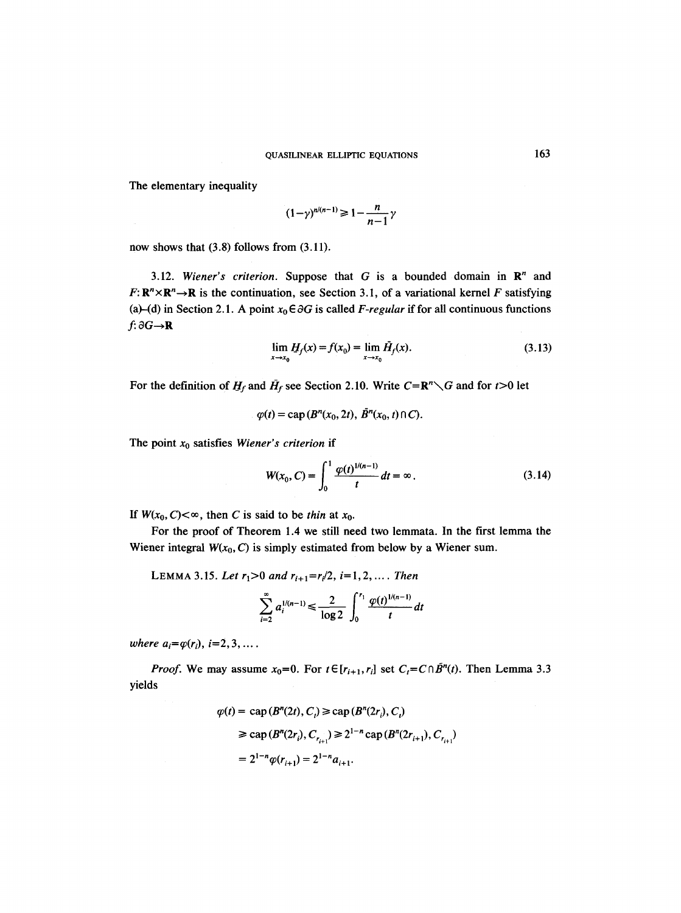The elementary inequality

$$(1-\gamma)^{n/(n-1)} \geqslant 1 - \frac{n}{n-1}\gamma$$

now shows that (3.8) follows from (3.11).

3.12. *Wiener's criterion.* Suppose that $G$ is a bounded domain in $\mathbf{R}^n$ and $F: \mathbf{R}^n \times \mathbf{R}^n \to \mathbf{R}$ is the continuation, see Section 3.1, of a variational kernel $F$ satisfying (a)–(d) in Section 2.1. A point $x_0 \in \partial G$ is called *F-regular* if for all continuous functions $f: \partial G \to \mathbf{R}$

$$\lim_{x \to x_0} \underline{H}_f(x) = f(x_0) = \lim_{x \to x_0} \bar{H}_f(x). \tag{3.13}$$

For the definition of $\underline{H}_f$ and $\bar{H}_f$ see Section 2.10. Write $C = \mathbf{R}^n \setminus G$ and for $t > 0$ let

$$\varphi(t) = \operatorname{cap}(B^n(x_0, 2t), \bar{B}^n(x_0, t) \cap C).$$

The point $x_0$ satisfies *Wiener's criterion* if

$$W(x_0, C) = \int_0^1 \frac{\varphi(t)^{1/(n-1)}}{t} dt = \infty. \tag{3.14}$$

If $W(x_0, C) < \infty$, then $C$ is said to be *thin* at $x_0$.

For the proof of Theorem 1.4 we still need two lemmata. In the first lemma the Wiener integral $W(x_0, C)$ is simply estimated from below by a Wiener sum.

LEMMA 3.15. *Let $r_1 > 0$ and $r_{i+1} = r_i/2$, $i = 1, 2, \ldots$. Then*

$$\sum_{i=2}^{\infty} a_i^{1/(n-1)} \leqslant \frac{2}{\log 2} \int_0^{r_1} \frac{\varphi(t)^{1/(n-1)}}{t} dt$$

*where $a_i = \varphi(r_i)$, $i = 2, 3, \ldots$.*

*Proof.* We may assume $x_0 = 0$. For $t \in [r_{i+1}, r_i]$ set $C_t = C \cap \bar{B}^n(t)$. Then Lemma 3.3 yields

$$\begin{aligned}
\varphi(t) &= \operatorname{cap}(B^n(2t), C_t) \geqslant \operatorname{cap}(B^n(2r_i), C_t) \\
&\geqslant \operatorname{cap}(B^n(2r_i), C_{r_{i+1}}) \geqslant 2^{1-n} \operatorname{cap}(B^n(2r_{i+1}), C_{r_{i+1}}) \\
&= 2^{1-n} \varphi(r_{i+1}) = 2^{1-n} a_{i+1}.
\end{aligned}$$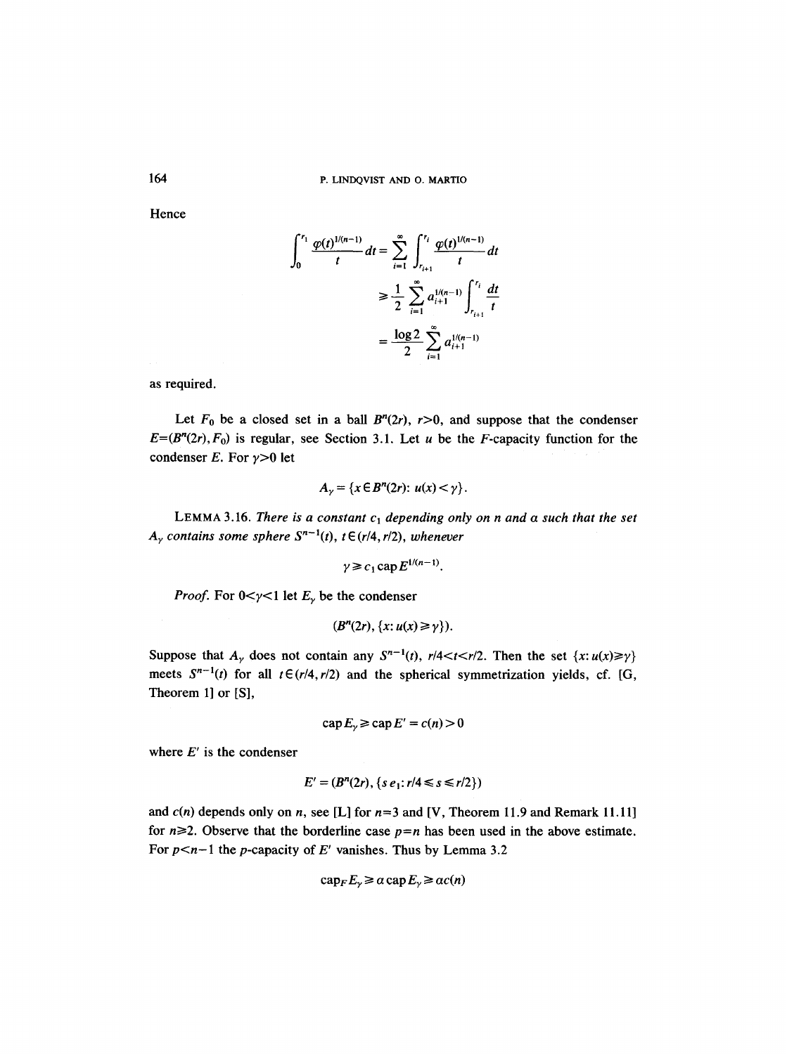Hence

$$\int_0^{r_1} \frac{\varphi(t)^{1/(n-1)}}{t}\,dt = \sum_{i=1}^{\infty} \int_{r_{i+1}}^{r_i} \frac{\varphi(t)^{1/(n-1)}}{t}\,dt$$

$$\geq \frac{1}{2} \sum_{i=1}^{\infty} a_{i+1}^{1/(n-1)} \int_{r_{i+1}}^{r_i} \frac{dt}{t}$$

$$= \frac{\log 2}{2} \sum_{i=1}^{\infty} a_{i+1}^{1/(n-1)}$$

as required.

Let $F_0$ be a closed set in a ball $B^n(2r)$, $r>0$, and suppose that the condenser $E=(B^n(2r), F_0)$ is regular, see Section 3.1. Let $u$ be the $F$-capacity function for the condenser $E$. For $\gamma>0$ let

$$A_\gamma = \{x \in B^n(2r) \colon u(x) < \gamma\}.$$

LEMMA 3.16. *There is a constant $c_1$ depending only on $n$ and $\alpha$ such that the set $A_\gamma$ contains some sphere $S^{n-1}(t)$, $t \in (r/4, r/2)$, whenever*

$$\gamma \geq c_1 \operatorname{cap} E^{1/(n-1)}.$$

*Proof.* For $0<\gamma<1$ let $E_\gamma$ be the condenser

$$(B^n(2r), \{x \colon u(x) \geq \gamma\}).$$

Suppose that $A_\gamma$ does not contain any $S^{n-1}(t)$, $r/4<t<r/2$. Then the set $\{x \colon u(x) \geq \gamma\}$ meets $S^{n-1}(t)$ for all $t \in (r/4, r/2)$ and the spherical symmetrization yields, cf. [G, Theorem 1] or [S],

$$\operatorname{cap} E_\gamma \geq \operatorname{cap} E' = c(n) > 0$$

where $E'$ is the condenser

$$E' = (B^n(2r), \{s\, e_1 \colon r/4 \leq s \leq r/2\})$$

and $c(n)$ depends only on $n$, see [L] for $n=3$ and [V, Theorem 11.9 and Remark 11.11] for $n \geq 2$. Observe that the borderline case $p=n$ has been used in the above estimate. For $p<n-1$ the $p$-capacity of $E'$ vanishes. Thus by Lemma 3.2

$$\operatorname{cap}_F E_\gamma \geq \alpha \operatorname{cap} E_\gamma \geq \alpha c(n)$$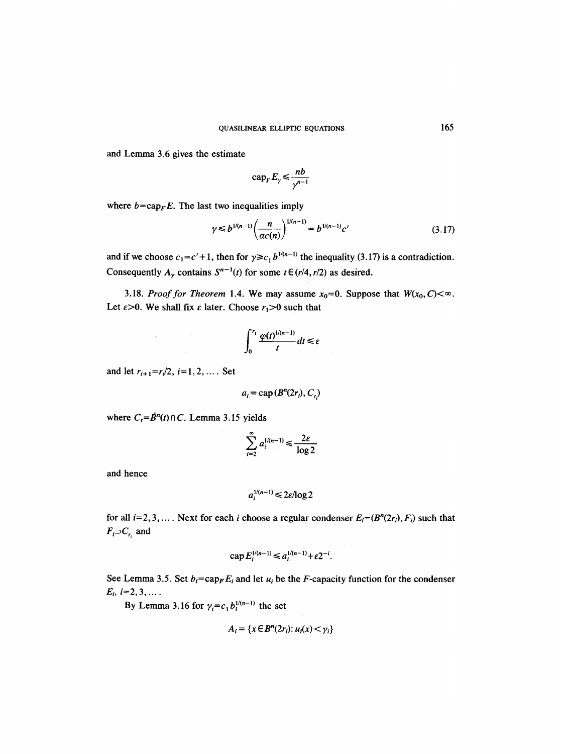and Lemma 3.6 gives the estimate

$$\operatorname{cap}_F E_\gamma \leqslant \frac{nb}{\gamma^{n-1}}$$

where $b=\operatorname{cap}_F E$. The last two inequalities imply

$$\gamma \leqslant b^{1/(n-1)} \left( \frac{n}{\alpha c(n)} \right)^{1/(n-1)} = b^{1/(n-1)} c' \tag{3.17}$$

and if we choose $c_1 = c' + 1$, then for $\gamma \geqslant c_1 b^{1/(n-1)}$ the inequality (3.17) is a contradiction. Consequently $A_\gamma$ contains $S^{n-1}(t)$ for some $t \in (r/4, r/2)$ as desired.

3.18. *Proof for Theorem* 1.4. We may assume $x_0=0$. Suppose that $W(x_0, C) < \infty$. Let $\varepsilon > 0$. We shall fix $\varepsilon$ later. Choose $r_1 > 0$ such that

$$\int_0^{r_1} \frac{\varphi(t)^{1/(n-1)}}{t} \, dt \leqslant \varepsilon$$

and let $r_{i+1} = r_i/2$, $i=1,2,\dots$. Set

$$a_i = \operatorname{cap}(B^n(2r_i), C_{r_i})$$

where $C_t = \bar{B}^n(t) \cap C$. Lemma 3.15 yields

$$\sum_{i=2}^{\infty} a_i^{1/(n-1)} \leqslant \frac{2\varepsilon}{\log 2}$$

and hence

$$a_i^{1/(n-1)} \leqslant 2\varepsilon / \log 2$$

for all $i=2,3,\dots$. Next for each $i$ choose a regular condenser $E_i = (B^n(2r_i), F_i)$ such that $F_i \supset C_{r_i}$ and

$$\operatorname{cap} E_i^{1/(n-1)} \leqslant a_i^{1/(n-1)} + \varepsilon 2^{-i}.$$

See Lemma 3.5. Set $b_i = \operatorname{cap}_F E_i$ and let $u_i$ be the $F$-capacity function for the condenser $E_i$, $i=2,3,\dots$.

By Lemma 3.16 for $\gamma_i = c_1 b_i^{1/(n-1)}$ the set

$$A_i = \{x \in B^n(2r_i) \colon u_i(x) < \gamma_i\}$$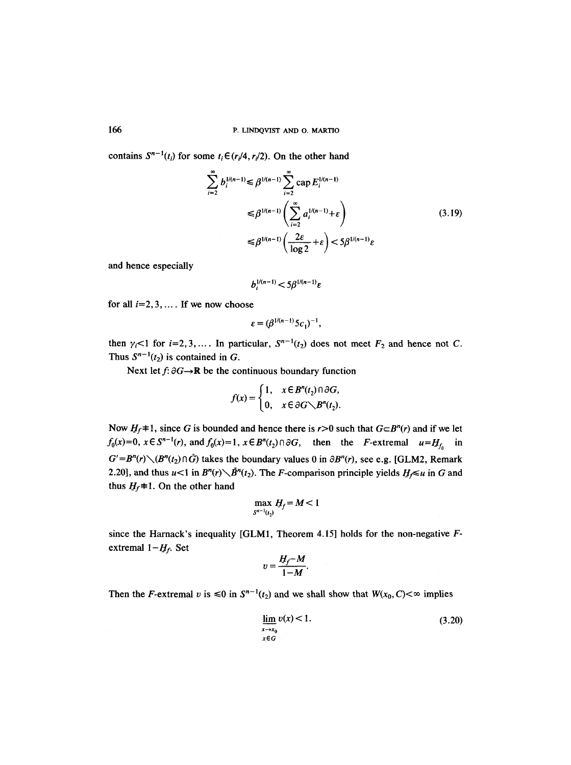contains $S^{n-1}(t_i)$ for some $t_i \in (r_i/4, r_i/2)$. On the other hand

$$
\begin{aligned}
\sum_{i=2}^{\infty} b_i^{1/(n-1)} &\leq \beta^{1/(n-1)} \sum_{i=2}^{\infty} \operatorname{cap} E_i^{1/(n-1)} \\
&\leq \beta^{1/(n-1)} \left( \sum_{i=2}^{\infty} a_i^{1/(n-1)} + \varepsilon \right) \\
&\leq \beta^{1/(n-1)} \left( \frac{2\varepsilon}{\log 2} + \varepsilon \right) < 5\beta^{1/(n-1)} \varepsilon
\end{aligned}
\tag{3.19}
$$

and hence especially

$$b_i^{1/(n-1)} < 5\beta^{1/(n-1)} \varepsilon$$

for all $i=2,3,\ldots$. If we now choose

$$\varepsilon = (\beta^{1/(n-1)} 5 c_1)^{-1},$$

then $\gamma_i < 1$ for $i=2,3,\ldots$. In particular, $S^{n-1}(t_2)$ does not meet $F_2$ and hence not $C$. Thus $S^{n-1}(t_2)$ is contained in $G$.

Next let $f\colon \partial G \to \mathbf{R}$ be the continuous boundary function

$$f(x) = \begin{cases} 1, & x \in B^n(t_2) \cap \partial G, \\ 0, & x \in \partial G \setminus B^n(t_2). \end{cases}$$

Now $\underline{H}_f \not\equiv 1$, since $G$ is bounded and hence there is $r>0$ such that $G \subset B^n(r)$ and if we let $f_0(x)=0$, $x \in S^{n-1}(r)$, and $f_0(x)=1$, $x \in B^n(t_2) \cap \partial G$, then the $F$-extremal $u = \underline{H}_{f_0}$ in $G' = B^n(r) \setminus (B^n(t_2) \cap \bar{G})$ takes the boundary values 0 in $\partial B^n(r)$, see e.g. [GLM2, Remark 2.20], and thus $u<1$ in $B^n(r) \setminus \bar{B}^n(t_2)$. The $F$-comparison principle yields $\underline{H}_f \leq u$ in $G$ and thus $\underline{H}_f \not\equiv 1$. On the other hand

$$\max_{S^{n-1}(t_2)} \underline{H}_f = M < 1$$

since the Harnack's inequality [GLM1, Theorem 4.15] holds for the non-negative $F$-extremal $1 - \underline{H}_f$. Set

$$v = \frac{\underline{H}_f - M}{1 - M}.$$

Then the $F$-extremal $v$ is $\leq 0$ in $S^{n-1}(t_2)$ and we shall show that $W(x_0, C) < \infty$ implies

$$\varliminf_{\substack{x \to x_0 \\ x \in G}} v(x) < 1. \tag{3.20}$$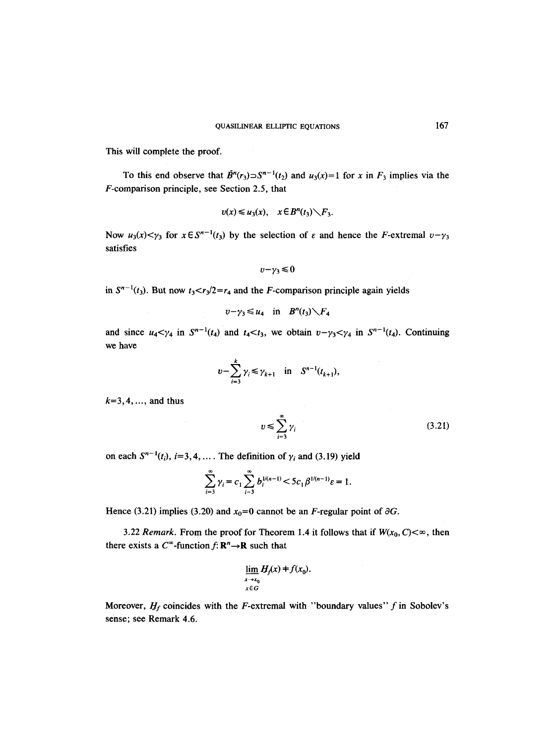This will complete the proof.

To this end observe that $\bar{B}^n(r_3)\supset S^{n-1}(t_2)$ and $u_3(x)=1$ for $x$ in $F_3$ implies via the $F$-comparison principle, see Section 2.5, that

$$v(x)\leqslant u_3(x), \quad x\in B^n(t_3)\setminus F_3.$$

Now $u_3(x)<\gamma_3$ for $x\in S^{n-1}(t_3)$ by the selection of $\varepsilon$ and hence the $F$-extremal $v-\gamma_3$ satisfies

$$v-\gamma_3\leqslant 0$$

in $S^{n-1}(t_3)$. But now $t_3<r_3/2=r_4$ and the $F$-comparison principle again yields

$$v-\gamma_3\leqslant u_4 \quad \text{in} \quad B^n(t_3)\setminus F_4$$

and since $u_4<\gamma_4$ in $S^{n-1}(t_4)$ and $t_4<t_3$, we obtain $v-\gamma_3<\gamma_4$ in $S^{n-1}(t_4)$. Continuing we have

$$v-\sum_{i=3}^{k}\gamma_i\leqslant\gamma_{k+1} \quad \text{in} \quad S^{n-1}(t_{k+1}),$$

$k=3,4,\ldots$, and thus

$$v\leqslant\sum_{i=3}^{\infty}\gamma_i \tag{3.21}$$

on each $S^{n-1}(t_i)$, $i=3,4,\ldots$. The definition of $\gamma_i$ and (3.19) yield

$$\sum_{i=3}^{\infty}\gamma_i=c_1\sum_{i=3}^{\infty}b_i^{1/(n-1)}<5c_1\beta^{1/(n-1)}\varepsilon=1.$$

Hence (3.21) implies (3.20) and $x_0=0$ cannot be an $F$-regular point of $\partial G$.

3.22 *Remark*. From the proof for Theorem 1.4 it follows that if $W(x_0,C)<\infty$, then there exists a $C^\infty$-function $f\colon \mathbf{R}^n\to\mathbf{R}$ such that

$$\varliminf_{\substack{x\to x_0\\ x\in G}} \underline{H}_f(x)\neq f(x_0).$$

Moreover, $\underline{H}_f$ coincides with the $F$-extremal with "boundary values" $f$ in Sobolev's sense; see Remark 4.6.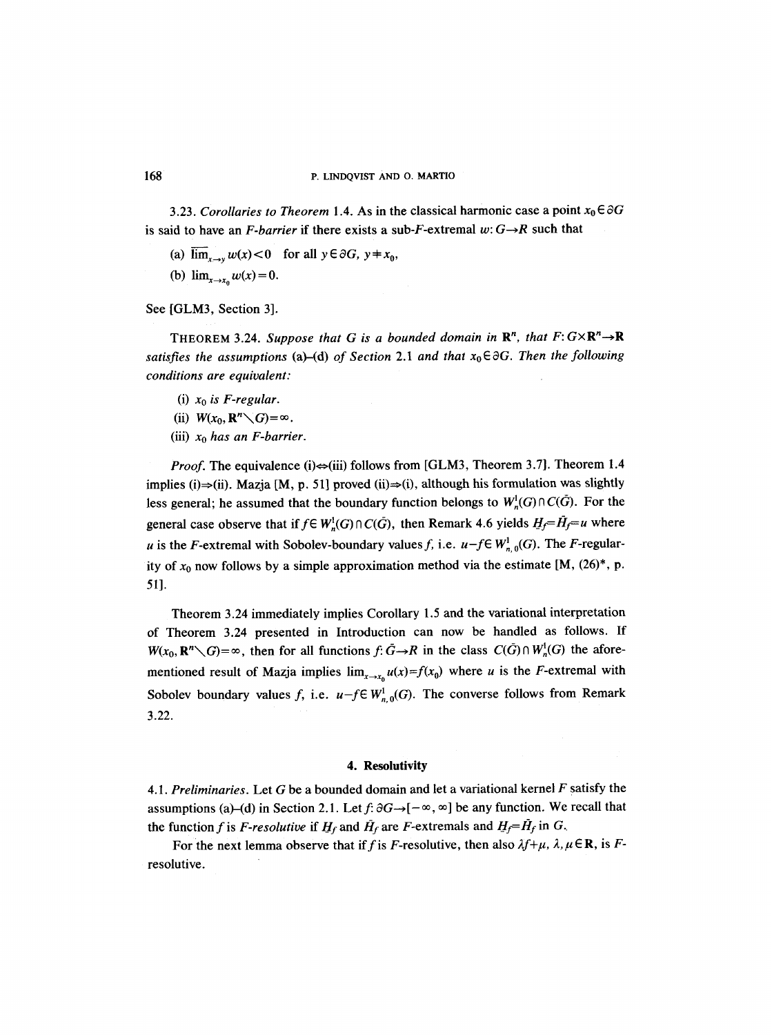3.23. *Corollaries to Theorem* 1.4. As in the classical harmonic case a point $x_0 \in \partial G$ is said to have an *F-barrier* if there exists a sub-$F$-extremal $w: G \to R$ such that

(a) $\overline{\lim}_{x \to y} w(x) < 0$ for all $y \in \partial G$, $y \neq x_0$,

(b) $\lim_{x \to x_0} w(x) = 0$.

See [GLM3, Section 3].

THEOREM 3.24. *Suppose that $G$ is a bounded domain in $\mathbf{R}^n$, that $F: G \times \mathbf{R}^n \to \mathbf{R}$ satisfies the assumptions* (a)–(d) *of Section* 2.1 *and that $x_0 \in \partial G$. Then the following conditions are equivalent:*

(i) *$x_0$ is F-regular.*

(ii) $W(x_0, \mathbf{R}^n \setminus G) = \infty$.

(iii) *$x_0$ has an F-barrier.*

*Proof.* The equivalence (i)⇔(iii) follows from [GLM3, Theorem 3.7]. Theorem 1.4 implies (i)⇒(ii). Mazja [M, p. 51] proved (ii)⇒(i), although his formulation was slightly less general; he assumed that the boundary function belongs to $W_n^1(G) \cap C(\bar{G})$. For the general case observe that if $f \in W_n^1(G) \cap C(\bar{G})$, then Remark 4.6 yields $\underline{H}_f = \bar{H}_f = u$ where $u$ is the $F$-extremal with Sobolev-boundary values $f$, i.e. $u - f \in W_{n,0}^1(G)$. The $F$-regularity of $x_0$ now follows by a simple approximation method via the estimate [M, (26)*, p. 51].

Theorem 3.24 immediately implies Corollary 1.5 and the variational interpretation of Theorem 3.24 presented in Introduction can now be handled as follows. If $W(x_0, \mathbf{R}^n \setminus G) = \infty$, then for all functions $f: \bar{G} \to R$ in the class $C(\bar{G}) \cap W_n^1(G)$ the aforementioned result of Mazja implies $\lim_{x \to x_0} u(x) = f(x_0)$ where $u$ is the $F$-extremal with Sobolev boundary values $f$, i.e. $u - f \in W_{n,0}^1(G)$. The converse follows from Remark 3.22.

## 4. Resolutivity

4.1. *Preliminaries.* Let $G$ be a bounded domain and let a variational kernel $F$ satisfy the assumptions (a)–(d) in Section 2.1. Let $f: \partial G \to [-\infty, \infty]$ be any function. We recall that the function $f$ is *F-resolutive* if $\underline{H}_f$ and $\bar{H}_f$ are $F$-extremals and $\underline{H}_f = \bar{H}_f$ in $G$.

For the next lemma observe that if $f$ is $F$-resolutive, then also $\lambda f + \mu$, $\lambda, \mu \in \mathbf{R}$, is $F$-resolutive.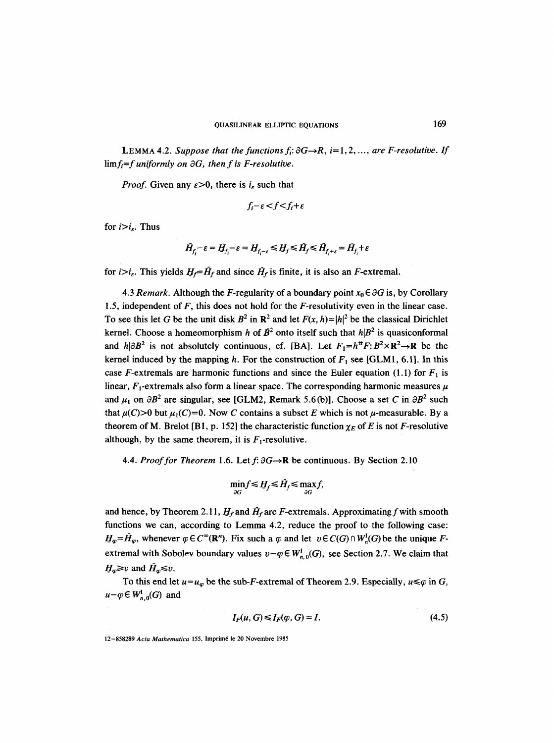LEMMA 4.2. *Suppose that the functions $f_i: \partial G \to R$, $i=1,2,\ldots$, are F-resolutive. If $\lim f_i = f$ uniformly on $\partial G$, then f is F-resolutive.*

*Proof.* Given any $\varepsilon > 0$, there is $i_\varepsilon$ such that

$$f_i - \varepsilon < f < f_i + \varepsilon$$

for $i > i_\varepsilon$. Thus

$$\bar{H}_{f_i} - \varepsilon = \underline{H}_{f_i} - \varepsilon = \underline{H}_{f_i - \varepsilon} \leq \underline{H}_f \leq \bar{H}_f \leq \bar{H}_{f_i + \varepsilon} = \bar{H}_{f_i} + \varepsilon$$

for $i > i_\varepsilon$. This yields $\underline{H}_f = \bar{H}_f$ and since $\bar{H}_f$ is finite, it is also an $F$-extremal.

4.3 *Remark.* Although the $F$-regularity of a boundary point $x_0 \in \partial G$ is, by Corollary 1.5, independent of $F$, this does not hold for the $F$-resolutivity even in the linear case. To see this let $G$ be the unit disk $B^2$ in $\mathbf{R}^2$ and let $F(x, h) = |h|^2$ be the classical Dirichlet kernel. Choose a homeomorphism $h$ of $\bar{B}^2$ onto itself such that $h|B^2$ is quasiconformal and $h|\partial B^2$ is not absolutely continuous, cf. [BA]. Let $F_1 = h^{\#}F: B^2 \times \mathbf{R}^2 \to \mathbf{R}$ be the kernel induced by the mapping $h$. For the construction of $F_1$ see [GLM1, 6.1]. In this case $F$-extremals are harmonic functions and since the Euler equation (1.1) for $F_1$ is linear, $F_1$-extremals also form a linear space. The corresponding harmonic measures $\mu$ and $\mu_1$ on $\partial B^2$ are singular, see [GLM2, Remark 5.6(b)]. Choose a set $C$ in $\partial B^2$ such that $\mu(C) > 0$ but $\mu_1(C) = 0$. Now $C$ contains a subset $E$ which is not $\mu$-measurable. By a theorem of M. Brelot [B1, p. 152] the characteristic function $\chi_E$ of $E$ is not $F$-resolutive although, by the same theorem, it is $F_1$-resolutive.

4.4. *Proof for Theorem* 1.6. Let $f: \partial G \to \mathbf{R}$ be continuous. By Section 2.10

$$\min_{\partial G} f \leq \underline{H}_f \leq \bar{H}_f \leq \max_{\partial G} f,$$

and hence, by Theorem 2.11, $\underline{H}_f$ and $\bar{H}_f$ are $F$-extremals. Approximating $f$ with smooth functions we can, according to Lemma 4.2, reduce the proof to the following case: $\underline{H}_\varphi = \bar{H}_\varphi$, whenever $\varphi \in C^\infty(\mathbf{R}^n)$. Fix such a $\varphi$ and let $v \in C(G) \cap W^1_n(G)$ be the unique $F$-extremal with Sobolev boundary values $v - \varphi \in W^1_{n,0}(G)$, see Section 2.7. We claim that $\underline{H}_\varphi \geq v$ and $\bar{H}_\varphi \leq v$.

To this end let $u = u_\varphi$ be the sub-$F$-extremal of Theorem 2.9. Especially, $u \leq \varphi$ in $G$, $u - \varphi \in W^1_{n,0}(G)$ and

$$I_F(u, G) \leq I_F(\varphi, G) = I. \tag{4.5}$$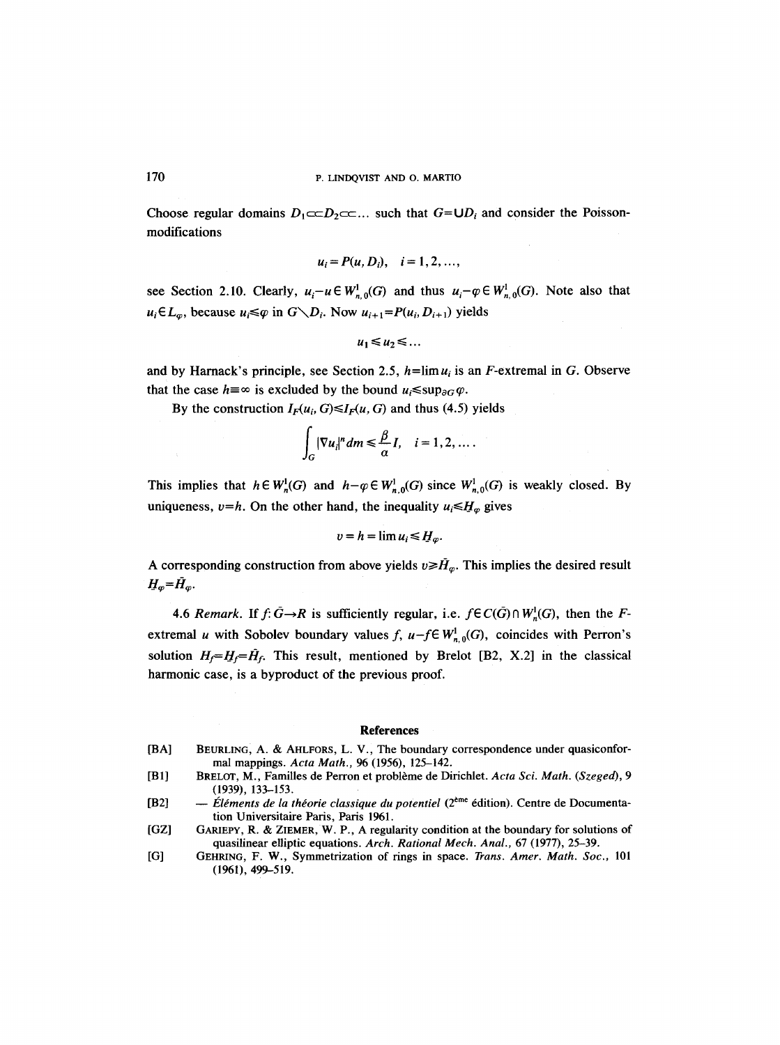Choose regular domains $D_1 \subset\subset D_2 \subset\subset \ldots$ such that $G = \bigcup D_i$ and consider the Poisson-modifications

$$u_i = P(u, D_i), \quad i = 1, 2, \ldots,$$

see Section 2.10. Clearly, $u_i - u \in W^1_{n,0}(G)$ and thus $u_i - \varphi \in W^1_{n,0}(G)$. Note also that $u_i \in L_\varphi$, because $u_i \leq \varphi$ in $G \setminus D_i$. Now $u_{i+1} = P(u_i, D_{i+1})$ yields

$$u_1 \leq u_2 \leq \ldots$$

and by Harnack's principle, see Section 2.5, $h = \lim u_i$ is an $F$-extremal in $G$. Observe that the case $h \equiv \infty$ is excluded by the bound $u_i \leq \sup_{\partial G} \varphi$.

By the construction $I_F(u_i, G) \leq I_F(u, G)$ and thus (4.5) yields

$$\int_G |\nabla u_i|^n \, dm \leq \frac{\beta}{\alpha} I, \quad i = 1, 2, \ldots.$$

This implies that $h \in W^1_n(G)$ and $h - \varphi \in W^1_{n,0}(G)$ since $W^1_{n,0}(G)$ is weakly closed. By uniqueness, $v = h$. On the other hand, the inequality $u_i \leq \underline{H}_\varphi$ gives

$$v = h = \lim u_i \leq \underline{H}_\varphi.$$

A corresponding construction from above yields $v \geq \bar{H}_\varphi$. This implies the desired result $\underline{H}_\varphi = \bar{H}_\varphi$.

4.6 *Remark.* If $f\colon \bar{G} \to R$ is sufficiently regular, i.e. $f \in C(\bar{G}) \cap W^1_n(G)$, then the $F$-extremal $u$ with Sobolev boundary values $f$, $u - f \in W^1_{n,0}(G)$, coincides with Perron's solution $H_f = \underline{H}_f = \bar{H}_f$. This result, mentioned by Brelot [B2, X.2] in the classical harmonic case, is a byproduct of the previous proof.

## References

[BA] Beurling, A. & Ahlfors, L. V., The boundary correspondence under quasiconformal mappings. *Acta Math.*, 96 (1956), 125–142.

[B1] Brelot, M., Familles de Perron et problème de Dirichlet. *Acta Sci. Math. (Szeged)*, 9 (1939), 133–153.

[B2] — *Éléments de la théorie classique du potentiel* (2ème édition). Centre de Documentation Universitaire Paris, Paris 1961.

[GZ] Gariepy, R. & Ziemer, W. P., A regularity condition at the boundary for solutions of quasilinear elliptic equations. *Arch. Rational Mech. Anal.*, 67 (1977), 25–39.

[G] Gehring, F. W., Symmetrization of rings in space. *Trans. Amer. Math. Soc.*, 101 (1961), 499–519.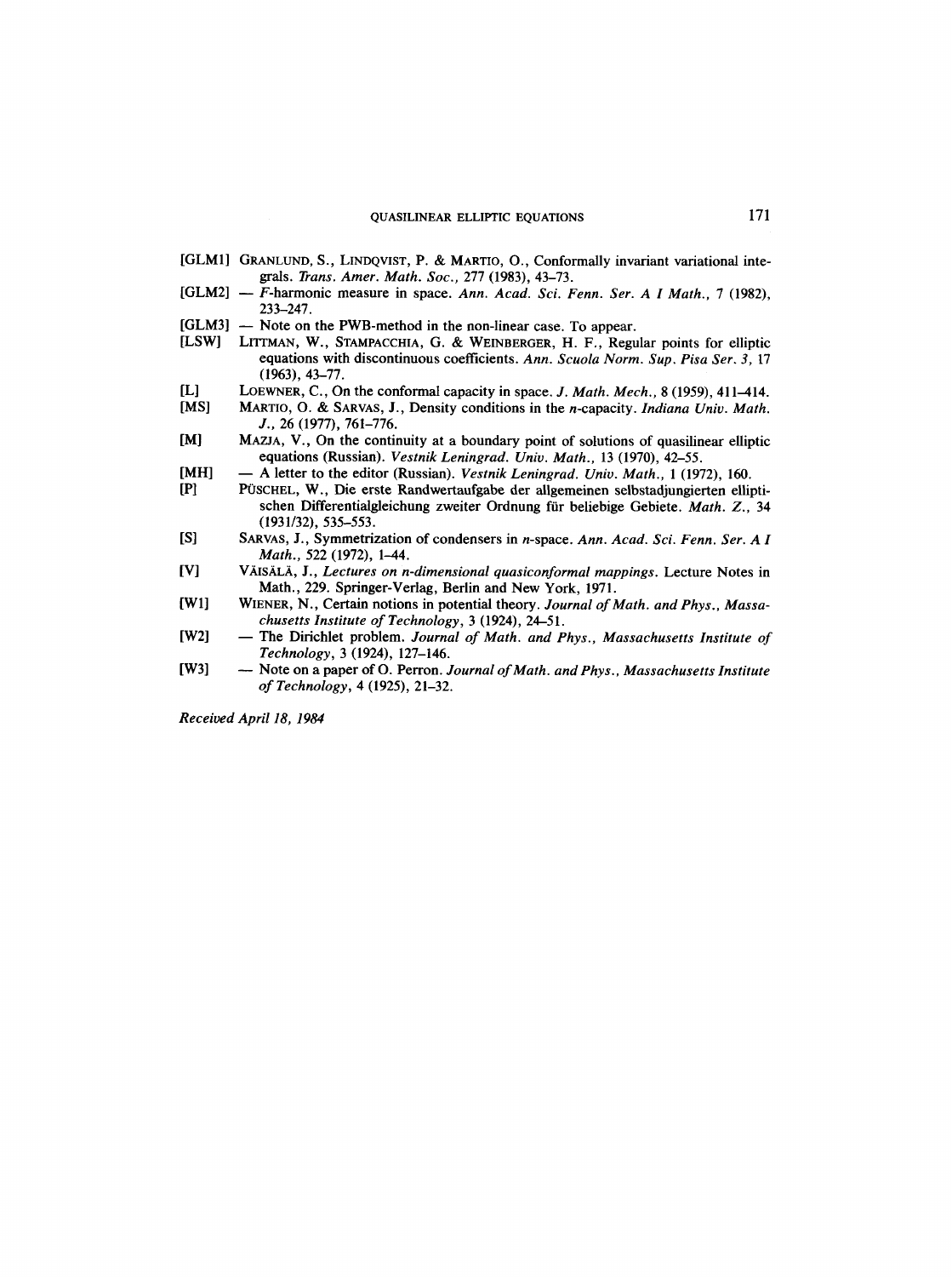[GLM1] GRANLUND, S., LINDQVIST, P. & MARTIO, O., Conformally invariant variational integrals. *Trans. Amer. Math. Soc.*, 277 (1983), 43–73.

[GLM2] — *F*-harmonic measure in space. *Ann. Acad. Sci. Fenn. Ser. A I Math.*, 7 (1982), 233–247.

[GLM3] — Note on the PWB-method in the non-linear case. To appear.

[LSW] LITTMAN, W., STAMPACCHIA, G. & WEINBERGER, H. F., Regular points for elliptic equations with discontinuous coefficients. *Ann. Scuola Norm. Sup. Pisa Ser. 3*, 17 (1963), 43–77.

[L] LOEWNER, C., On the conformal capacity in space. *J. Math. Mech.*, 8 (1959), 411–414.

[MS] MARTIO, O. & SARVAS, J., Density conditions in the *n*-capacity. *Indiana Univ. Math. J.*, 26 (1977), 761–776.

[M] MAZJA, V., On the continuity at a boundary point of solutions of quasilinear elliptic equations (Russian). *Vestnik Leningrad. Univ. Math.*, 13 (1970), 42–55.

[MH] — A letter to the editor (Russian). *Vestnik Leningrad. Univ. Math.*, 1 (1972), 160.

[P] PÜSCHEL, W., Die erste Randwertaufgabe der allgemeinen selbstadjungierten elliptischen Differentialgleichung zweiter Ordnung für beliebige Gebiete. *Math. Z.*, 34 (1931/32), 535–553.

[S] SARVAS, J., Symmetrization of condensers in *n*-space. *Ann. Acad. Sci. Fenn. Ser. A I Math.*, 522 (1972), 1–44.

[V] VÄISÄLÄ, J., *Lectures on n-dimensional quasiconformal mappings*. Lecture Notes in Math., 229. Springer-Verlag, Berlin and New York, 1971.

[W1] WIENER, N., Certain notions in potential theory. *Journal of Math. and Phys., Massachusetts Institute of Technology*, 3 (1924), 24–51.

[W2] — The Dirichlet problem. *Journal of Math. and Phys., Massachusetts Institute of Technology*, 3 (1924), 127–146.

[W3] — Note on a paper of O. Perron. *Journal of Math. and Phys., Massachusetts Institute of Technology*, 4 (1925), 21–32.

*Received April 18, 1984*